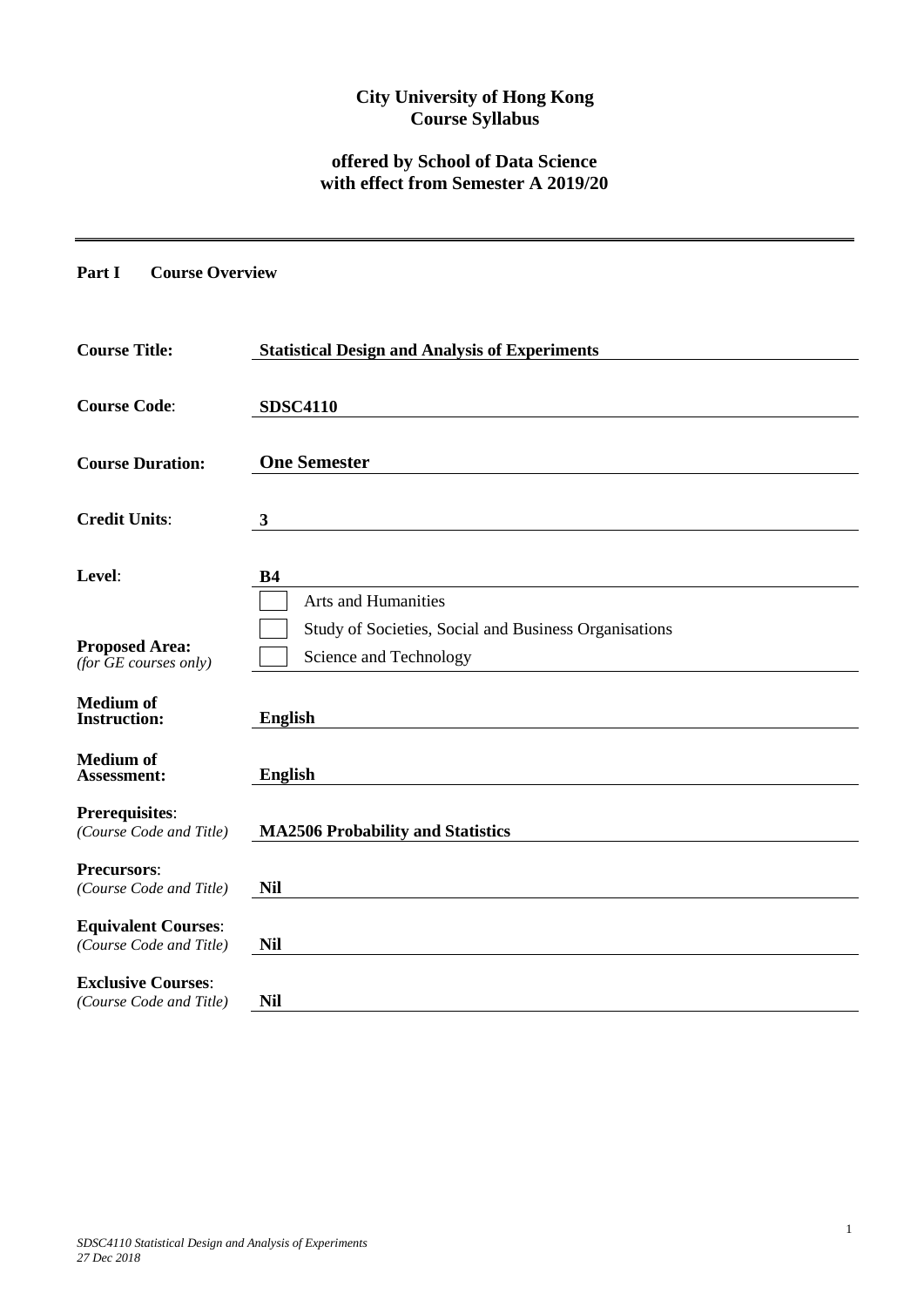**City University of Hong Kong**
**Course Syllabus**

**offered by School of Data Science**
**with effect from Semester A 2019/20**

---

**Part I Course Overview**

| | |
|---|---|
| **Course Title:** | **Statistical Design and Analysis of Experiments** |
| **Course Code**: | **SDSC4110** |
| **Course Duration:** | **One Semester** |
| **Credit Units**: | **3** |
| **Level**: | **B4** |
| **Proposed Area:** *(for GE courses only)* | ☐ Arts and Humanities<br>☐ Study of Societies, Social and Business Organisations<br>☐ Science and Technology |
| **Medium of Instruction:** | **English** |
| **Medium of Assessment:** | **English** |
| **Prerequisites**: *(Course Code and Title)* | **MA2506 Probability and Statistics** |
| **Precursors**: *(Course Code and Title)* | **Nil** |
| **Equivalent Courses**: *(Course Code and Title)* | **Nil** |
| **Exclusive Courses**: *(Course Code and Title)* | **Nil** |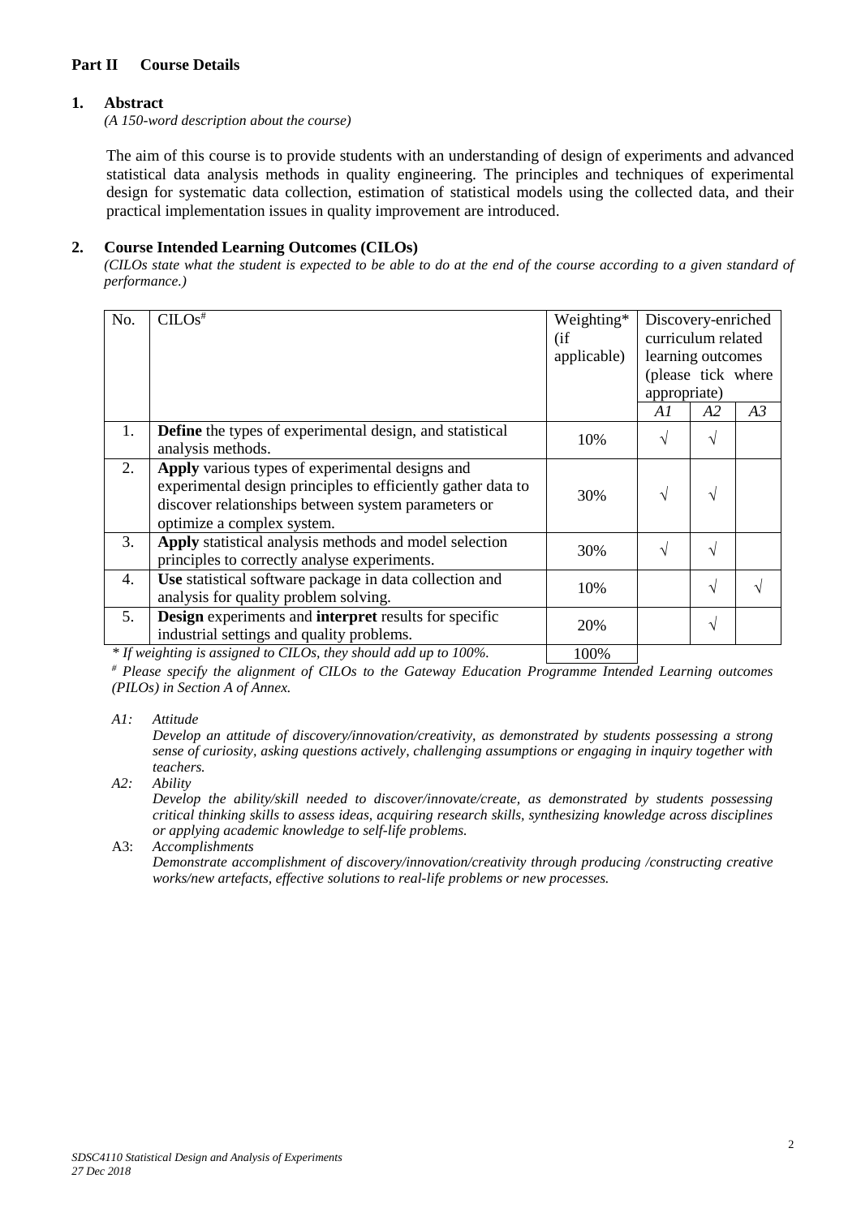## Part II Course Details

### 1. Abstract

*(A 150-word description about the course)*

The aim of this course is to provide students with an understanding of design of experiments and advanced statistical data analysis methods in quality engineering. The principles and techniques of experimental design for systematic data collection, estimation of statistical models using the collected data, and their practical implementation issues in quality improvement are introduced.

### 2. Course Intended Learning Outcomes (CILOs)

*(CILOs state what the student is expected to be able to do at the end of the course according to a given standard of performance.)*

| No. | CILOs# | Weighting* (if applicable) | Discovery-enriched curriculum related learning outcomes (please tick where appropriate) | | |
|---|---|---|---|---|---|
| | | | *A1* | *A2* | *A3* |
| 1. | **Define** the types of experimental design, and statistical analysis methods. | 10% | √ | √ | |
| 2. | **Apply** various types of experimental designs and experimental design principles to efficiently gather data to discover relationships between system parameters or optimize a complex system. | 30% | √ | √ | |
| 3. | **Apply** statistical analysis methods and model selection principles to correctly analyse experiments. | 30% | √ | √ | |
| 4. | **Use** statistical software package in data collection and analysis for quality problem solving. | 10% | | √ | √ |
| 5. | **Design** experiments and **interpret** results for specific industrial settings and quality problems. | 20% | | √ | |
| | | 100% | | | |

*\* If weighting is assigned to CILOs, they should add up to 100%.*

*# Please specify the alignment of CILOs to the Gateway Education Programme Intended Learning outcomes (PILOs) in Section A of Annex.*

*A1: Attitude*
*Develop an attitude of discovery/innovation/creativity, as demonstrated by students possessing a strong sense of curiosity, asking questions actively, challenging assumptions or engaging in inquiry together with teachers.*

*A2: Ability*
*Develop the ability/skill needed to discover/innovate/create, as demonstrated by students possessing critical thinking skills to assess ideas, acquiring research skills, synthesizing knowledge across disciplines or applying academic knowledge to self-life problems.*

A3: *Accomplishments*
*Demonstrate accomplishment of discovery/innovation/creativity through producing /constructing creative works/new artefacts, effective solutions to real-life problems or new processes.*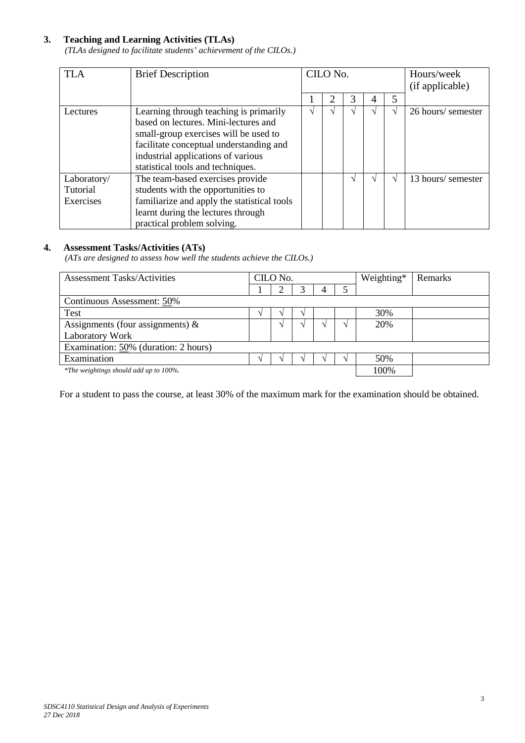### 3. Teaching and Learning Activities (TLAs)

*(TLAs designed to facilitate students' achievement of the CILOs.)*

| TLA | Brief Description | CILO No. | | | | | Hours/week (if applicable) |
|---|---|---|---|---|---|---|---|
| | | 1 | 2 | 3 | 4 | 5 | |
| Lectures | Learning through teaching is primarily based on lectures. Mini-lectures and small-group exercises will be used to facilitate conceptual understanding and industrial applications of various statistical tools and techniques. | √ | √ | √ | √ | √ | 26 hours/ semester |
| Laboratory/ Tutorial Exercises | The team-based exercises provide students with the opportunities to familiarize and apply the statistical tools learnt during the lectures through practical problem solving. | | | √ | √ | √ | 13 hours/ semester |

### 4. Assessment Tasks/Activities (ATs)

*(ATs are designed to assess how well the students achieve the CILOs.)*

| Assessment Tasks/Activities | CILO No. | | | | | Weighting* | Remarks |
|---|---|---|---|---|---|---|---|
| | 1 | 2 | 3 | 4 | 5 | | |
| Continuous Assessment: 50% | | | | | | | |
| Test | √ | √ | √ | | | 30% | |
| Assignments (four assignments) & Laboratory Work | | √ | √ | √ | √ | 20% | |
| Examination: 50% (duration: 2 hours) | | | | | | | |
| Examination | √ | √ | √ | √ | √ | 50% | |
| *\*The weightings should add up to 100%.* | | | | | | 100% | |

For a student to pass the course, at least 30% of the maximum mark for the examination should be obtained.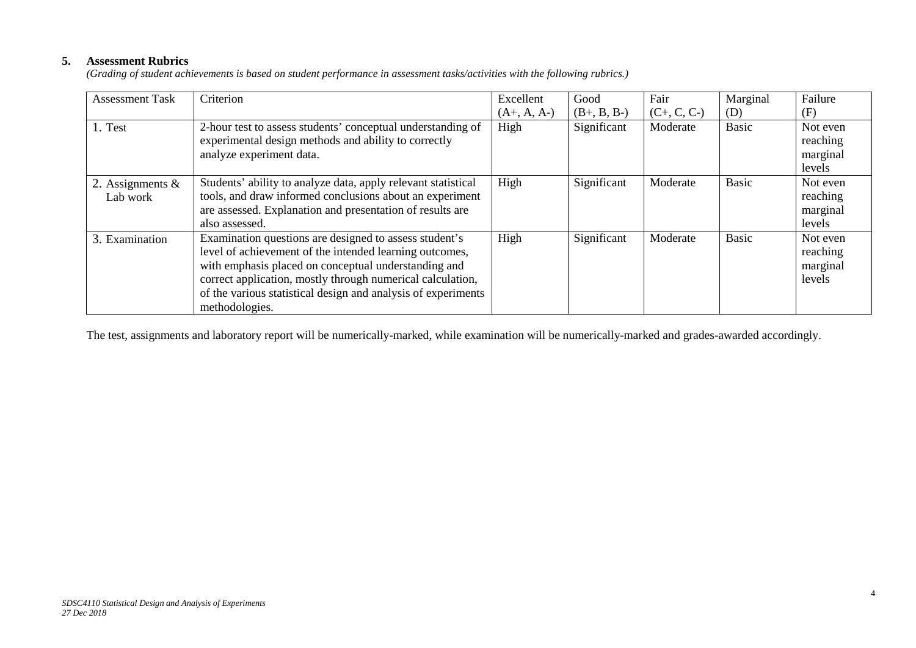## 5. Assessment Rubrics

*(Grading of student achievements is based on student performance in assessment tasks/activities with the following rubrics.)*

| Assessment Task | Criterion | Excellent (A+, A, A-) | Good (B+, B, B-) | Fair (C+, C, C-) | Marginal (D) | Failure (F) |
|---|---|---|---|---|---|---|
| 1. Test | 2-hour test to assess students' conceptual understanding of experimental design methods and ability to correctly analyze experiment data. | High | Significant | Moderate | Basic | Not even reaching marginal levels |
| 2. Assignments & Lab work | Students' ability to analyze data, apply relevant statistical tools, and draw informed conclusions about an experiment are assessed. Explanation and presentation of results are also assessed. | High | Significant | Moderate | Basic | Not even reaching marginal levels |
| 3. Examination | Examination questions are designed to assess student's level of achievement of the intended learning outcomes, with emphasis placed on conceptual understanding and correct application, mostly through numerical calculation, of the various statistical design and analysis of experiments methodologies. | High | Significant | Moderate | Basic | Not even reaching marginal levels |

The test, assignments and laboratory report will be numerically-marked, while examination will be numerically-marked and grades-awarded accordingly.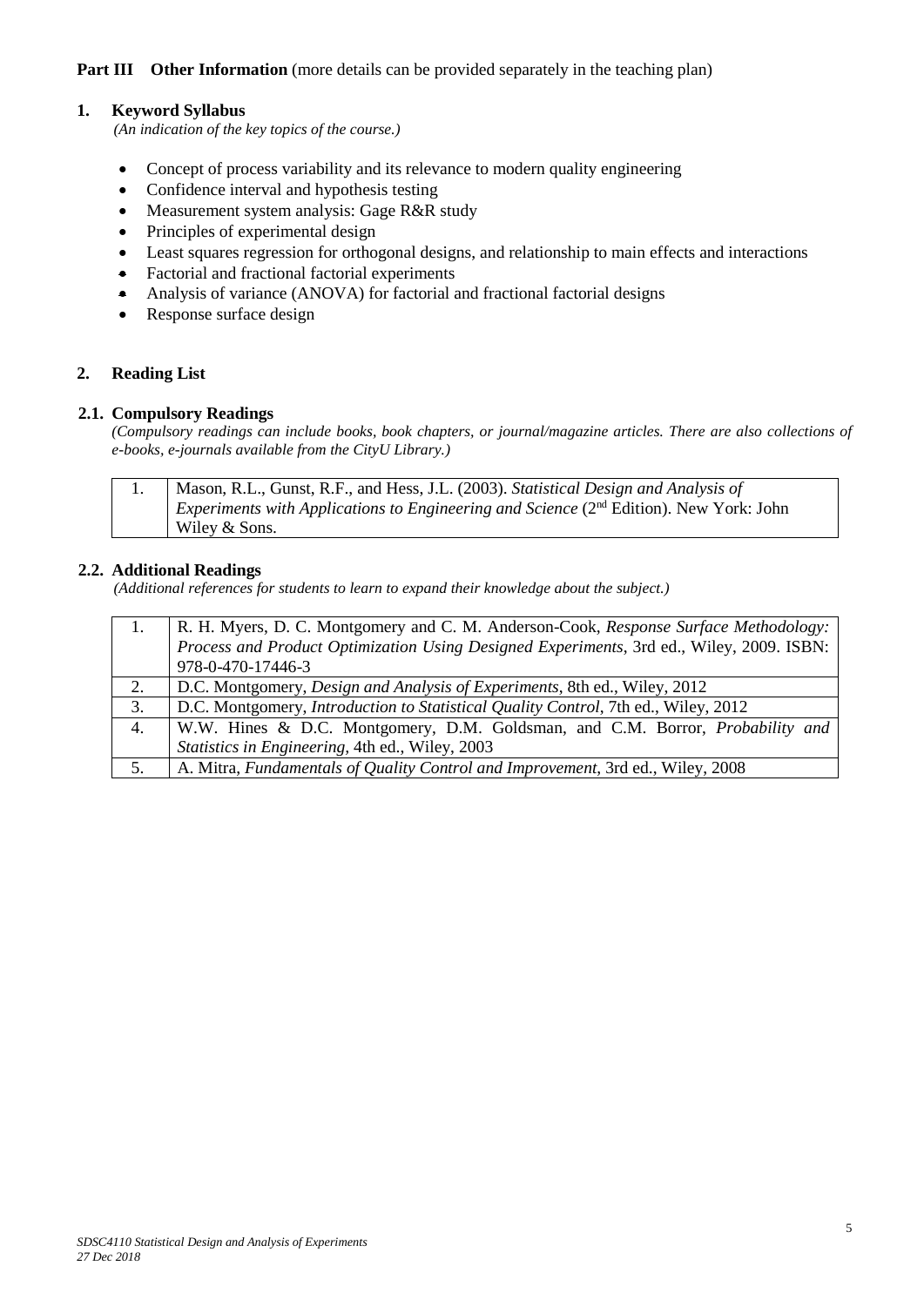**Part III Other Information** (more details can be provided separately in the teaching plan)

## 1. Keyword Syllabus

*(An indication of the key topics of the course.)*

- Concept of process variability and its relevance to modern quality engineering
- Confidence interval and hypothesis testing
- Measurement system analysis: Gage R&R study
- Principles of experimental design
- Least squares regression for orthogonal designs, and relationship to main effects and interactions
- Factorial and fractional factorial experiments
- Analysis of variance (ANOVA) for factorial and fractional factorial designs
- Response surface design

## 2. Reading List

### 2.1. Compulsory Readings

*(Compulsory readings can include books, book chapters, or journal/magazine articles. There are also collections of e-books, e-journals available from the CityU Library.)*

| | |
|---|---|
| 1. | Mason, R.L., Gunst, R.F., and Hess, J.L. (2003). *Statistical Design and Analysis of Experiments with Applications to Engineering and Science* (2nd Edition). New York: John Wiley & Sons. |

### 2.2. Additional Readings

*(Additional references for students to learn to expand their knowledge about the subject.)*

| | |
|---|---|
| 1. | R. H. Myers, D. C. Montgomery and C. M. Anderson-Cook, *Response Surface Methodology: Process and Product Optimization Using Designed Experiments*, 3rd ed., Wiley, 2009. ISBN: 978-0-470-17446-3 |
| 2. | D.C. Montgomery, *Design and Analysis of Experiments*, 8th ed., Wiley, 2012 |
| 3. | D.C. Montgomery, *Introduction to Statistical Quality Control*, 7th ed., Wiley, 2012 |
| 4. | W.W. Hines & D.C. Montgomery, D.M. Goldsman, and C.M. Borror, *Probability and Statistics in Engineering*, 4th ed., Wiley, 2003 |
| 5. | A. Mitra, *Fundamentals of Quality Control and Improvement*, 3rd ed., Wiley, 2008 |